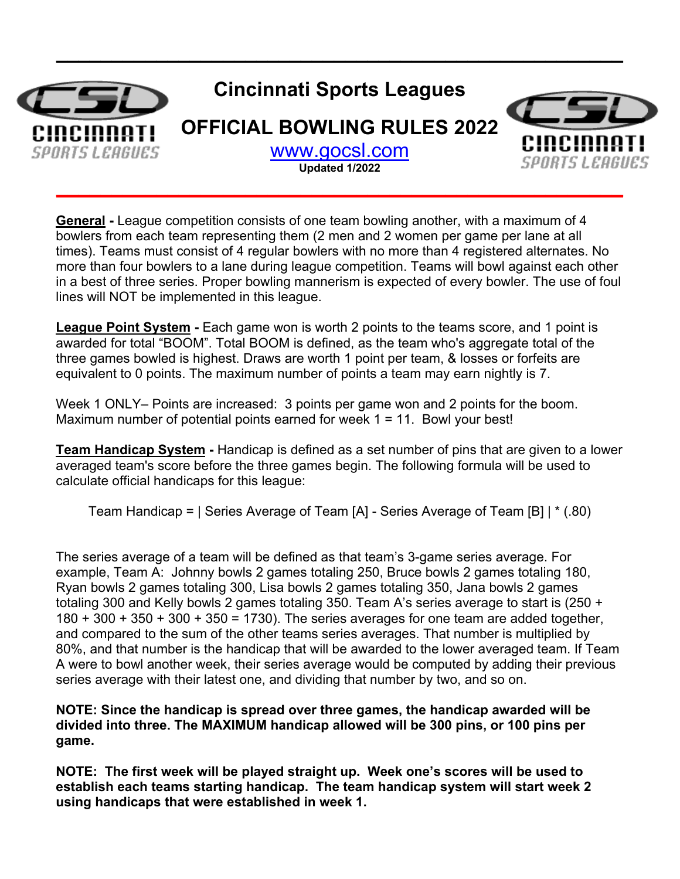# Cincinnati Sports Leagues

## OFFICIAL BOWLING RULES 2022

[www.gocsl.com](http://www.gocsl.com)

**Updated 1/2022**

**General -** League competition consists of one team bowling another, with a maximum of 4 bowlers from each team representing them (2 men and 2 women per game per lane at all times). Teams must consist of 4 regular bowlers with no more than 4 registered alternates. No more than four bowlers to a lane during league competition. Teams will bowl against each other in a best of three series. Proper bowling mannerism is expected of every bowler. The use of foul lines will NOT be implemented in this league.

**League Point System -** Each game won is worth 2 points to the teams score, and 1 point is awarded for total "BOOM". Total BOOM is defined, as the team who's aggregate total of the three games bowled is highest. Draws are worth 1 point per team, & losses or forfeits are equivalent to 0 points. The maximum number of points a team may earn nightly is 7.

Week 1 ONLY– Points are increased: 3 points per game won and 2 points for the boom. Maximum number of potential points earned for week 1 = 11. Bowl your best!

**Team Handicap System -** Handicap is defined as a set number of pins that are given to a lower averaged team's score before the three games begin. The following formula will be used to calculate official handicaps for this league:

Team Handicap = | Series Average of Team [A] - Series Average of Team [B] | * (.80)

The series average of a team will be defined as that team's 3-game series average. For example, Team A: Johnny bowls 2 games totaling 250, Bruce bowls 2 games totaling 180, Ryan bowls 2 games totaling 300, Lisa bowls 2 games totaling 350, Jana bowls 2 games totaling 300 and Kelly bowls 2 games totaling 350. Team A's series average to start is (250 + 180 + 300 + 350 + 300 + 350 = 1730). The series averages for one team are added together, and compared to the sum of the other teams series averages. That number is multiplied by 80%, and that number is the handicap that will be awarded to the lower averaged team. If Team A were to bowl another week, their series average would be computed by adding their previous series average with their latest one, and dividing that number by two, and so on.

**NOTE: Since the handicap is spread over three games, the handicap awarded will be divided into three. The MAXIMUM handicap allowed will be 300 pins, or 100 pins per game.**

**NOTE: The first week will be played straight up. Week one's scores will be used to establish each teams starting handicap. The team handicap system will start week 2 using handicaps that were established in week 1.**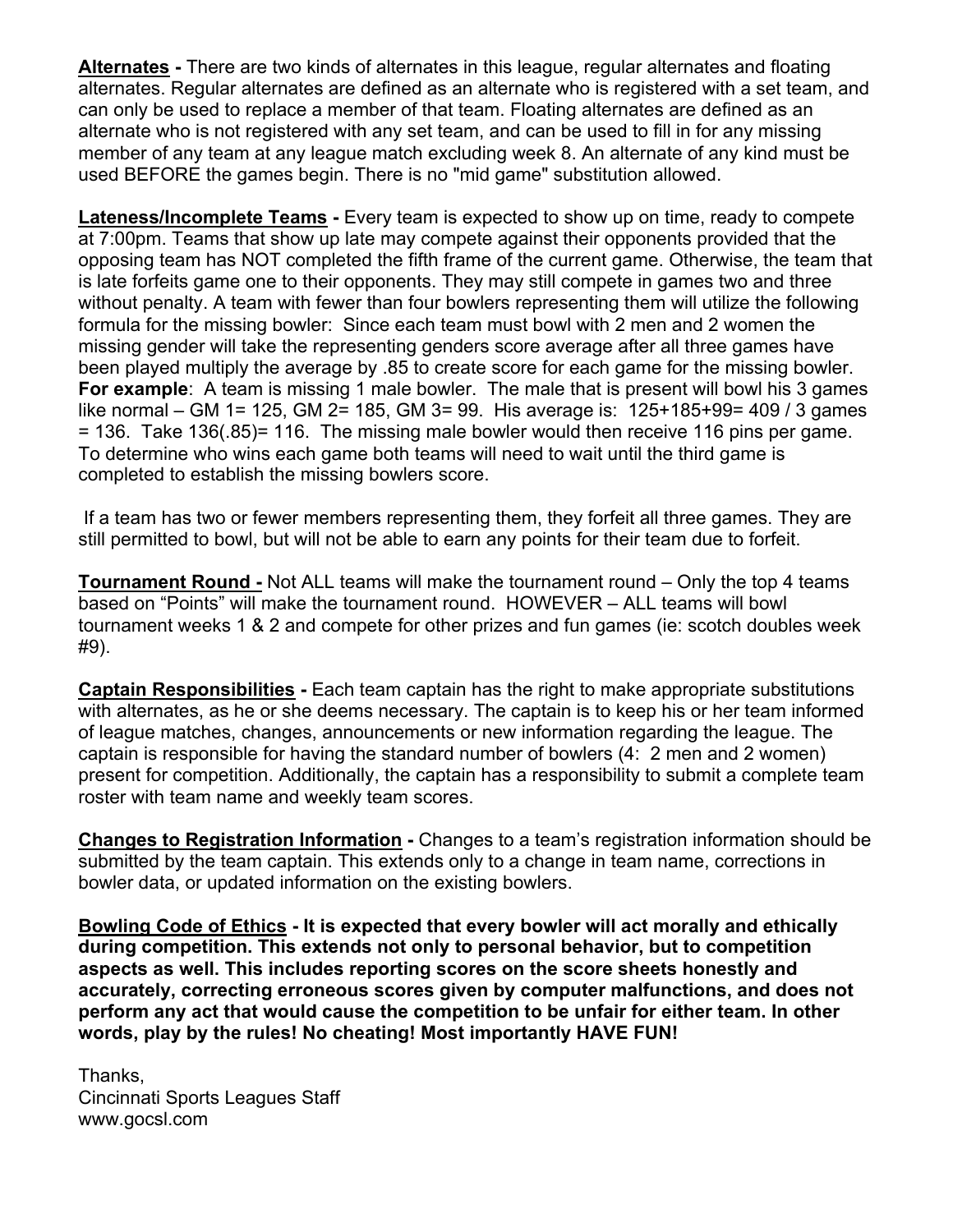**<u>Alternates</u> -** There are two kinds of alternates in this league, regular alternates and floating alternates. Regular alternates are defined as an alternate who is registered with a set team, and can only be used to replace a member of that team. Floating alternates are defined as an alternate who is not registered with any set team, and can be used to fill in for any missing member of any team at any league match excluding week 8. An alternate of any kind must be used BEFORE the games begin. There is no "mid game" substitution allowed.

**<u>Lateness/Incomplete Teams</u> -** Every team is expected to show up on time, ready to compete at 7:00pm. Teams that show up late may compete against their opponents provided that the opposing team has NOT completed the fifth frame of the current game. Otherwise, the team that is late forfeits game one to their opponents. They may still compete in games two and three without penalty. A team with fewer than four bowlers representing them will utilize the following formula for the missing bowler: Since each team must bowl with 2 men and 2 women the missing gender will take the representing genders score average after all three games have been played multiply the average by .85 to create score for each game for the missing bowler. **For example**: A team is missing 1 male bowler. The male that is present will bowl his 3 games like normal – GM 1= 125, GM 2= 185, GM 3= 99. His average is: 125+185+99= 409 / 3 games = 136. Take 136(.85)= 116. The missing male bowler would then receive 116 pins per game. To determine who wins each game both teams will need to wait until the third game is completed to establish the missing bowlers score.

If a team has two or fewer members representing them, they forfeit all three games. They are still permitted to bowl, but will not be able to earn any points for their team due to forfeit.

**<u>Tournament Round -</u>** Not ALL teams will make the tournament round – Only the top 4 teams based on "Points" will make the tournament round. HOWEVER – ALL teams will bowl tournament weeks 1 & 2 and compete for other prizes and fun games (ie: scotch doubles week #9).

**<u>Captain Responsibilities</u> -** Each team captain has the right to make appropriate substitutions with alternates, as he or she deems necessary. The captain is to keep his or her team informed of league matches, changes, announcements or new information regarding the league. The captain is responsible for having the standard number of bowlers (4: 2 men and 2 women) present for competition. Additionally, the captain has a responsibility to submit a complete team roster with team name and weekly team scores.

**<u>Changes to Registration Information</u> -** Changes to a team's registration information should be submitted by the team captain. This extends only to a change in team name, corrections in bowler data, or updated information on the existing bowlers.

**<u>Bowling Code of Ethics</u> - It is expected that every bowler will act morally and ethically during competition. This extends not only to personal behavior, but to competition aspects as well. This includes reporting scores on the score sheets honestly and accurately, correcting erroneous scores given by computer malfunctions, and does not perform any act that would cause the competition to be unfair for either team. In other words, play by the rules! No cheating! Most importantly HAVE FUN!**

Thanks,
Cincinnati Sports Leagues Staff
www.gocsl.com